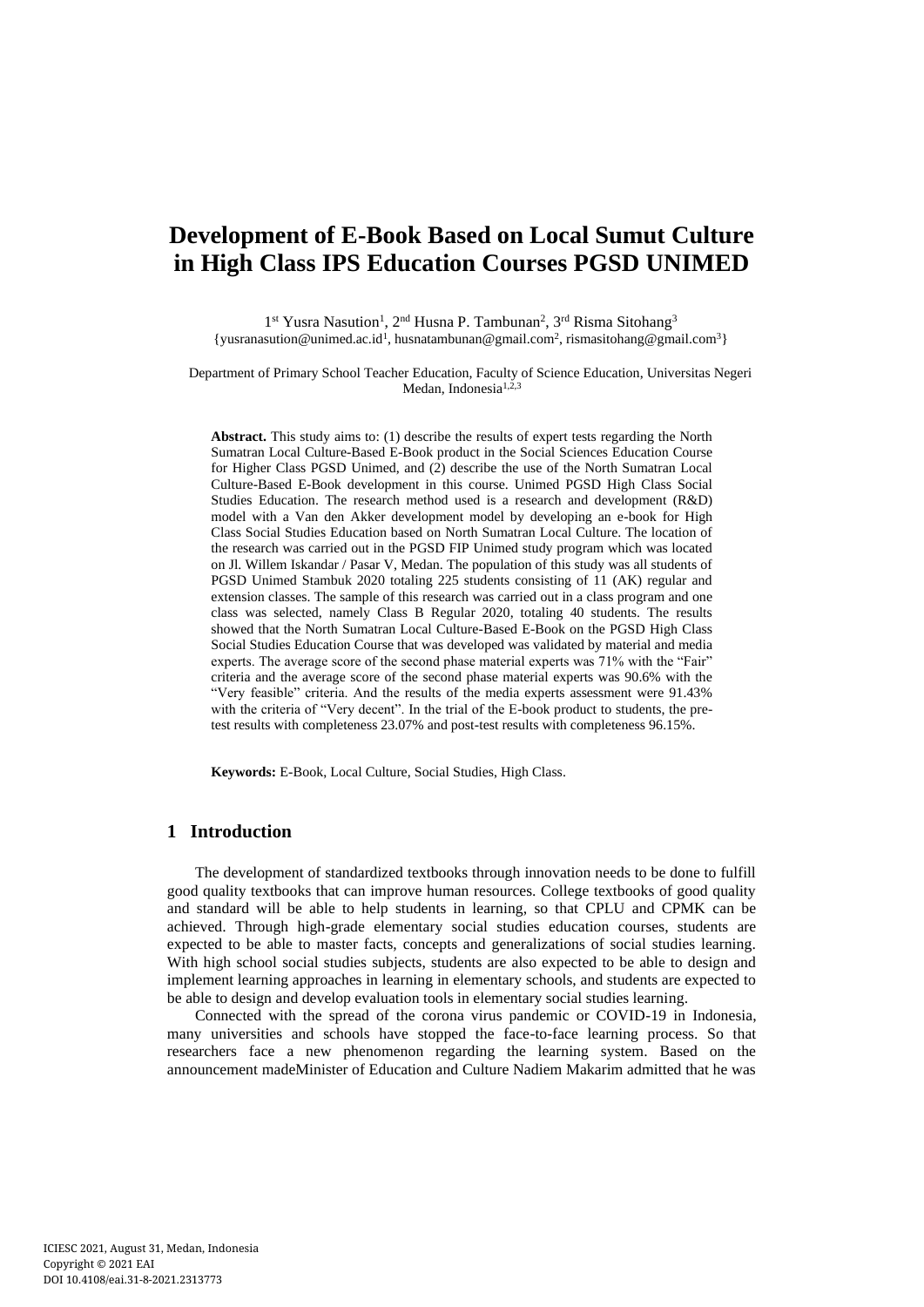# Development of E-Book Based on Local Sumut Culture in High Class IPS Education Courses PGSD UNIMED

1st Yusra Nasution[1], 2nd Husna P. Tambunan[2], 3rd Risma Sitohang[3]
{yusranasution@unimed.ac.id[1], husnatambunan@gmail.com[2], rismasitohang@gmail.com[3]}

Department of Primary School Teacher Education, Faculty of Science Education, Universitas Negeri Medan, Indonesia[1,2,3]

**Abstract.** This study aims to: (1) describe the results of expert tests regarding the North Sumatran Local Culture-Based E-Book product in the Social Sciences Education Course for Higher Class PGSD Unimed, and (2) describe the use of the North Sumatran Local Culture-Based E-Book development in this course. Unimed PGSD High Class Social Studies Education. The research method used is a research and development (R&D) model with a Van den Akker development model by developing an e-book for High Class Social Studies Education based on North Sumatran Local Culture. The location of the research was carried out in the PGSD FIP Unimed study program which was located on Jl. Willem Iskandar / Pasar V, Medan. The population of this study was all students of PGSD Unimed Stambuk 2020 totaling 225 students consisting of 11 (AK) regular and extension classes. The sample of this research was carried out in a class program and one class was selected, namely Class B Regular 2020, totaling 40 students. The results showed that the North Sumatran Local Culture-Based E-Book on the PGSD High Class Social Studies Education Course that was developed was validated by material and media experts. The average score of the second phase material experts was 71% with the "Fair" criteria and the average score of the second phase material experts was 90.6% with the "Very feasible" criteria. And the results of the media experts assessment were 91.43% with the criteria of "Very decent". In the trial of the E-book product to students, the pre-test results with completeness 23.07% and post-test results with completeness 96.15%.

**Keywords:** E-Book, Local Culture, Social Studies, High Class.

## 1 Introduction

The development of standardized textbooks through innovation needs to be done to fulfill good quality textbooks that can improve human resources. College textbooks of good quality and standard will be able to help students in learning, so that CPLU and CPMK can be achieved. Through high-grade elementary social studies education courses, students are expected to be able to master facts, concepts and generalizations of social studies learning. With high school social studies subjects, students are also expected to be able to design and implement learning approaches in learning in elementary schools, and students are expected to be able to design and develop evaluation tools in elementary social studies learning.

Connected with the spread of the corona virus pandemic or COVID-19 in Indonesia, many universities and schools have stopped the face-to-face learning process. So that researchers face a new phenomenon regarding the learning system. Based on the announcement madeMinister of Education and Culture Nadiem Makarim admitted that he was

ICIESC 2021, August 31, Medan, Indonesia
Copyright © 2021 EAI
DOI 10.4108/eai.31-8-2021.2313773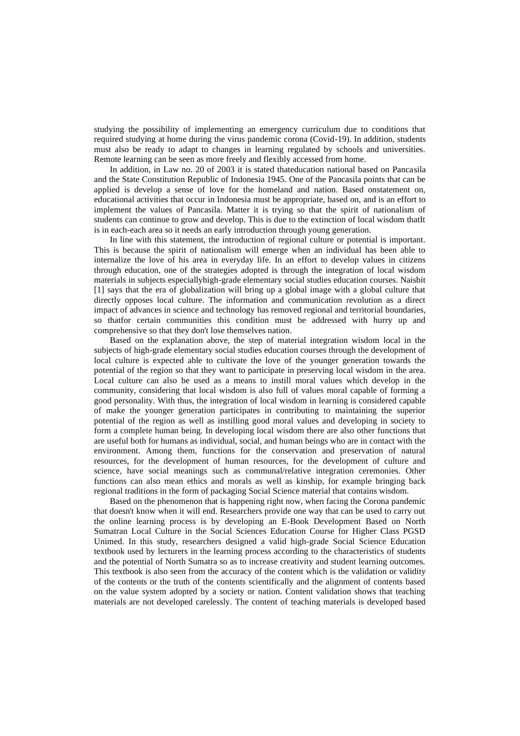studying the possibility of implementing an emergency curriculum due to conditions that required studying at home during the virus pandemic corona (Covid-19). In addition, students must also be ready to adapt to changes in learning regulated by schools and universities. Remote learning can be seen as more freely and flexibly accessed from home.

In addition, in Law no. 20 of 2003 it is stated thateducation national based on Pancasila and the State Constitution Republic of Indonesia 1945. One of the Pancasila points that can be applied is develop a sense of love for the homeland and nation. Based onstatement on, educational activities that occur in Indonesia must be appropriate, based on, and is an effort to implement the values of Pancasila. Matter it is trying so that the spirit of nationalism of students can continue to grow and develop. This is due to the extinction of local wisdom thatIt is in each-each area so it needs an early introduction through young generation.

In line with this statement, the introduction of regional culture or potential is important. This is because the spirit of nationalism will emerge when an individual has been able to internalize the love of his area in everyday life. In an effort to develop values in citizens through education, one of the strategies adopted is through the integration of local wisdom materials in subjects especiallyhigh-grade elementary social studies education courses. Naisbit [1] says that the era of globalization will bring up a global image with a global culture that directly opposes local culture. The information and communication revolution as a direct impact of advances in science and technology has removed regional and territorial boundaries, so thatfor certain communities this condition must be addressed with hurry up and comprehensive so that they don't lose themselves nation.

Based on the explanation above, the step of material integration wisdom local in the subjects of high-grade elementary social studies education courses through the development of local culture is expected able to cultivate the love of the younger generation towards the potential of the region so that they want to participate in preserving local wisdom in the area. Local culture can also be used as a means to instill moral values which develop in the community, considering that local wisdom is also full of values moral capable of forming a good personality. With thus, the integration of local wisdom in learning is considered capable of make the younger generation participates in contributing to maintaining the superior potential of the region as well as instilling good moral values and developing in society to form a complete human being. In developing local wisdom there are also other functions that are useful both for humans as individual, social, and human beings who are in contact with the environment. Among them, functions for the conservation and preservation of natural resources, for the development of human resources, for the development of culture and science, have social meanings such as communal/relative integration ceremonies. Other functions can also mean ethics and morals as well as kinship, for example bringing back regional traditions in the form of packaging Social Science material that contains wisdom.

Based on the phenomenon that is happening right now, when facing the Corona pandemic that doesn't know when it will end. Researchers provide one way that can be used to carry out the online learning process is by developing an E-Book Development Based on North Sumatran Local Culture in the Social Sciences Education Course for Higher Class PGSD Unimed. In this study, researchers designed a valid high-grade Social Science Education textbook used by lecturers in the learning process according to the characteristics of students and the potential of North Sumatra so as to increase creativity and student learning outcomes. This textbook is also seen from the accuracy of the content which is the validation or validity of the contents or the truth of the contents scientifically and the alignment of contents based on the value system adopted by a society or nation. Content validation shows that teaching materials are not developed carelessly. The content of teaching materials is developed based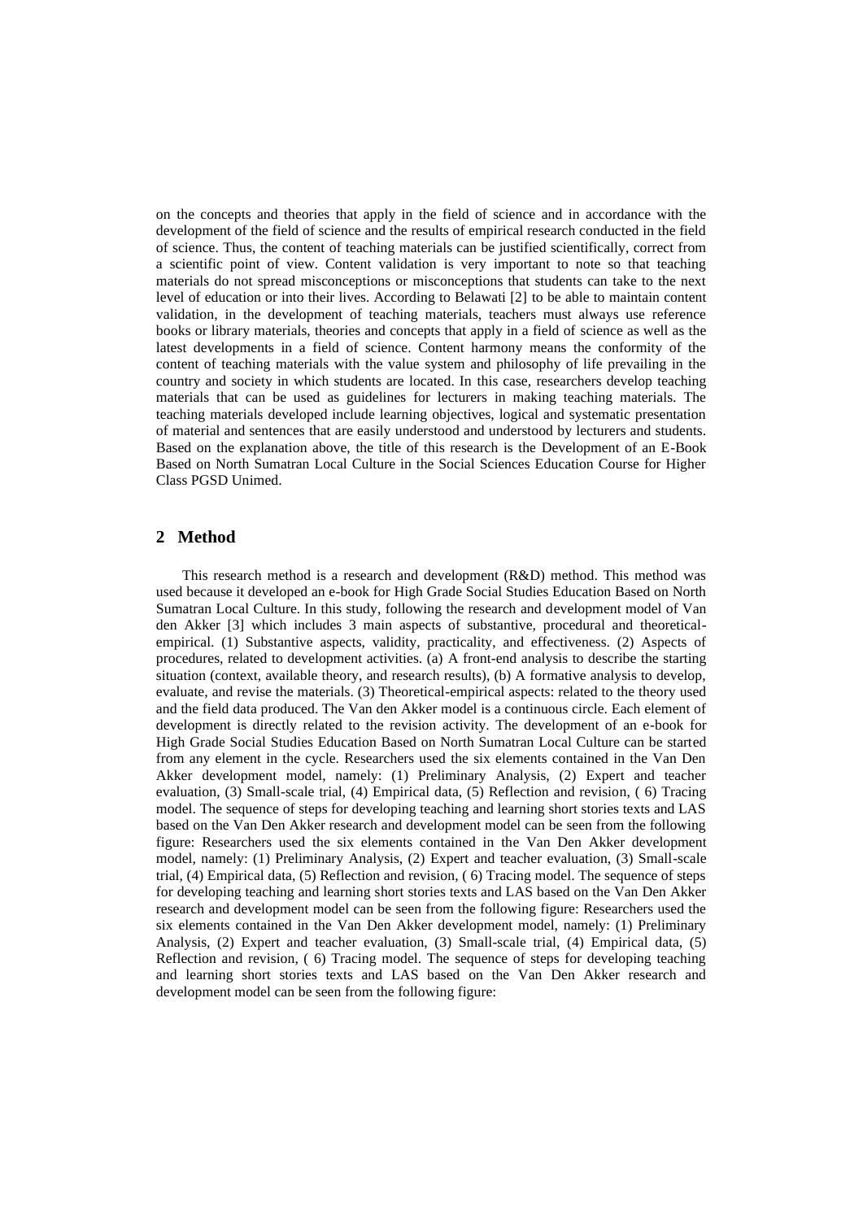on the concepts and theories that apply in the field of science and in accordance with the development of the field of science and the results of empirical research conducted in the field of science. Thus, the content of teaching materials can be justified scientifically, correct from a scientific point of view. Content validation is very important to note so that teaching materials do not spread misconceptions or misconceptions that students can take to the next level of education or into their lives. According to Belawati [2] to be able to maintain content validation, in the development of teaching materials, teachers must always use reference books or library materials, theories and concepts that apply in a field of science as well as the latest developments in a field of science. Content harmony means the conformity of the content of teaching materials with the value system and philosophy of life prevailing in the country and society in which students are located. In this case, researchers develop teaching materials that can be used as guidelines for lecturers in making teaching materials. The teaching materials developed include learning objectives, logical and systematic presentation of material and sentences that are easily understood and understood by lecturers and students. Based on the explanation above, the title of this research is the Development of an E-Book Based on North Sumatran Local Culture in the Social Sciences Education Course for Higher Class PGSD Unimed.

## 2 Method

This research method is a research and development (R&D) method. This method was used because it developed an e-book for High Grade Social Studies Education Based on North Sumatran Local Culture. In this study, following the research and development model of Van den Akker [3] which includes 3 main aspects of substantive, procedural and theoretical-empirical. (1) Substantive aspects, validity, practicality, and effectiveness. (2) Aspects of procedures, related to development activities. (a) A front-end analysis to describe the starting situation (context, available theory, and research results), (b) A formative analysis to develop, evaluate, and revise the materials. (3) Theoretical-empirical aspects: related to the theory used and the field data produced. The Van den Akker model is a continuous circle. Each element of development is directly related to the revision activity. The development of an e-book for High Grade Social Studies Education Based on North Sumatran Local Culture can be started from any element in the cycle. Researchers used the six elements contained in the Van Den Akker development model, namely: (1) Preliminary Analysis, (2) Expert and teacher evaluation, (3) Small-scale trial, (4) Empirical data, (5) Reflection and revision, ( 6) Tracing model. The sequence of steps for developing teaching and learning short stories texts and LAS based on the Van Den Akker research and development model can be seen from the following figure: Researchers used the six elements contained in the Van Den Akker development model, namely: (1) Preliminary Analysis, (2) Expert and teacher evaluation, (3) Small-scale trial, (4) Empirical data, (5) Reflection and revision, ( 6) Tracing model. The sequence of steps for developing teaching and learning short stories texts and LAS based on the Van Den Akker research and development model can be seen from the following figure: Researchers used the six elements contained in the Van Den Akker development model, namely: (1) Preliminary Analysis, (2) Expert and teacher evaluation, (3) Small-scale trial, (4) Empirical data, (5) Reflection and revision, ( 6) Tracing model. The sequence of steps for developing teaching and learning short stories texts and LAS based on the Van Den Akker research and development model can be seen from the following figure: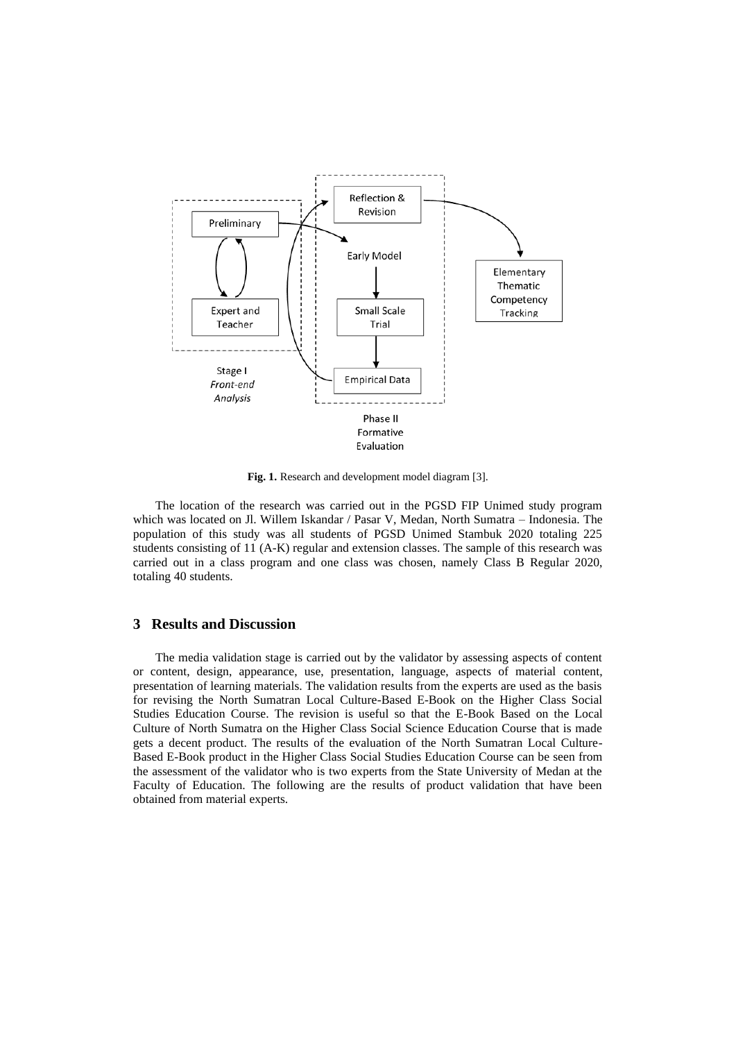Stage I
*Front-end Analysis*

Preliminary

Expert and Teacher

Phase II
Formative Evaluation

Reflection & Revision

Early Model

Small Scale Trial

Empirical Data

Elementary Thematic Competency Tracking

**Fig. 1.** Research and development model diagram [3].

The location of the research was carried out in the PGSD FIP Unimed study program which was located on Jl. Willem Iskandar / Pasar V, Medan, North Sumatra – Indonesia. The population of this study was all students of PGSD Unimed Stambuk 2020 totaling 225 students consisting of 11 (A-K) regular and extension classes. The sample of this research was carried out in a class program and one class was chosen, namely Class B Regular 2020, totaling 40 students.

## 3 Results and Discussion

The media validation stage is carried out by the validator by assessing aspects of content or content, design, appearance, use, presentation, language, aspects of material content, presentation of learning materials. The validation results from the experts are used as the basis for revising the North Sumatran Local Culture-Based E-Book on the Higher Class Social Studies Education Course. The revision is useful so that the E-Book Based on the Local Culture of North Sumatra on the Higher Class Social Science Education Course that is made gets a decent product. The results of the evaluation of the North Sumatran Local Culture-Based E-Book product in the Higher Class Social Studies Education Course can be seen from the assessment of the validator who is two experts from the State University of Medan at the Faculty of Education. The following are the results of product validation that have been obtained from material experts.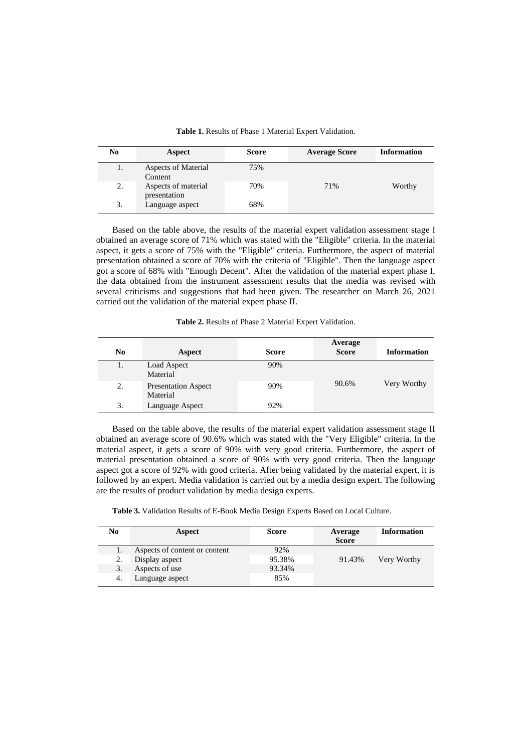**Table 1.** Results of Phase 1 Material Expert Validation.

| No | Aspect | Score | Average Score | Information |
|---|---|---|---|---|
| 1. | Aspects of Material Content | 75% | | |
| 2. | Aspects of material presentation | 70% | 71% | Worthy |
| 3. | Language aspect | 68% | | |

Based on the table above, the results of the material expert validation assessment stage I obtained an average score of 71% which was stated with the "Eligible" criteria. In the material aspect, it gets a score of 75% with the "Eligible" criteria. Furthermore, the aspect of material presentation obtained a score of 70% with the criteria of "Eligible". Then the language aspect got a score of 68% with "Enough Decent". After the validation of the material expert phase I, the data obtained from the instrument assessment results that the media was revised with several criticisms and suggestions that had been given. The researcher on March 26, 2021 carried out the validation of the material expert phase II.

**Table 2.** Results of Phase 2 Material Expert Validation.

| No | Aspect | Score | Average Score | Information |
|---|---|---|---|---|
| 1. | Load Aspect Material | 90% | | |
| 2. | Presentation Aspect Material | 90% | 90.6% | Very Worthy |
| 3. | Language Aspect | 92% | | |

Based on the table above, the results of the material expert validation assessment stage II obtained an average score of 90.6% which was stated with the "Very Eligible" criteria. In the material aspect, it gets a score of 90% with very good criteria. Furthermore, the aspect of material presentation obtained a score of 90% with very good criteria. Then the language aspect got a score of 92% with good criteria. After being validated by the material expert, it is followed by an expert. Media validation is carried out by a media design expert. The following are the results of product validation by media design experts.

**Table 3.** Validation Results of E-Book Media Design Experts Based on Local Culture.

| No | Aspect | Score | Average Score | Information |
|---|---|---|---|---|
| 1. | Aspects of content or content | 92% | | |
| 2. | Display aspect | 95.38% | 91.43% | Very Worthy |
| 3. | Aspects of use | 93.34% | | |
| 4. | Language aspect | 85% | | |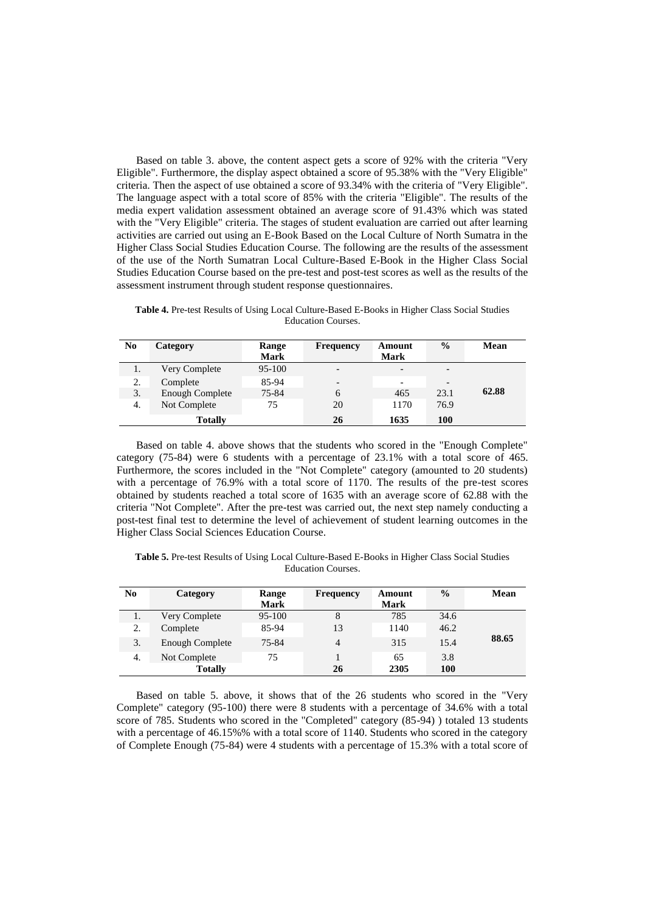Based on table 3. above, the content aspect gets a score of 92% with the criteria "Very Eligible". Furthermore, the display aspect obtained a score of 95.38% with the "Very Eligible" criteria. Then the aspect of use obtained a score of 93.34% with the criteria of "Very Eligible". The language aspect with a total score of 85% with the criteria "Eligible". The results of the media expert validation assessment obtained an average score of 91.43% which was stated with the "Very Eligible" criteria. The stages of student evaluation are carried out after learning activities are carried out using an E-Book Based on the Local Culture of North Sumatra in the Higher Class Social Studies Education Course. The following are the results of the assessment of the use of the North Sumatran Local Culture-Based E-Book in the Higher Class Social Studies Education Course based on the pre-test and post-test scores as well as the results of the assessment instrument through student response questionnaires.

**Table 4.** Pre-test Results of Using Local Culture-Based E-Books in Higher Class Social Studies Education Courses.

| No | Category | Range Mark | Frequency | Amount Mark | % | Mean |
|---|---|---|---|---|---|---|
| 1. | Very Complete | 95-100 | - | - | - | |
| 2. | Complete | 85-94 | - | - | - | |
| 3. | Enough Complete | 75-84 | 6 | 465 | 23.1 | **62.88** |
| 4. | Not Complete | 75 | 20 | 1170 | 76.9 | |
| | **Totally** | | **26** | **1635** | **100** | |

Based on table 4. above shows that the students who scored in the "Enough Complete" category (75-84) were 6 students with a percentage of 23.1% with a total score of 465. Furthermore, the scores included in the "Not Complete" category (amounted to 20 students) with a percentage of 76.9% with a total score of 1170. The results of the pre-test scores obtained by students reached a total score of 1635 with an average score of 62.88 with the criteria "Not Complete". After the pre-test was carried out, the next step namely conducting a post-test final test to determine the level of achievement of student learning outcomes in the Higher Class Social Sciences Education Course.

**Table 5.** Pre-test Results of Using Local Culture-Based E-Books in Higher Class Social Studies Education Courses.

| No | Category | Range Mark | Frequency | Amount Mark | % | Mean |
|---|---|---|---|---|---|---|
| 1. | Very Complete | 95-100 | 8 | 785 | 34.6 | |
| 2. | Complete | 85-94 | 13 | 1140 | 46.2 | |
| 3. | Enough Complete | 75-84 | 4 | 315 | 15.4 | **88.65** |
| 4. | Not Complete | 75 | 1 | 65 | 3.8 | |
| | **Totally** | | **26** | **2305** | **100** | |

Based on table 5. above, it shows that of the 26 students who scored in the "Very Complete" category (95-100) there were 8 students with a percentage of 34.6% with a total score of 785. Students who scored in the "Completed" category (85-94) ) totaled 13 students with a percentage of 46.15%% with a total score of 1140. Students who scored in the category of Complete Enough (75-84) were 4 students with a percentage of 15.3% with a total score of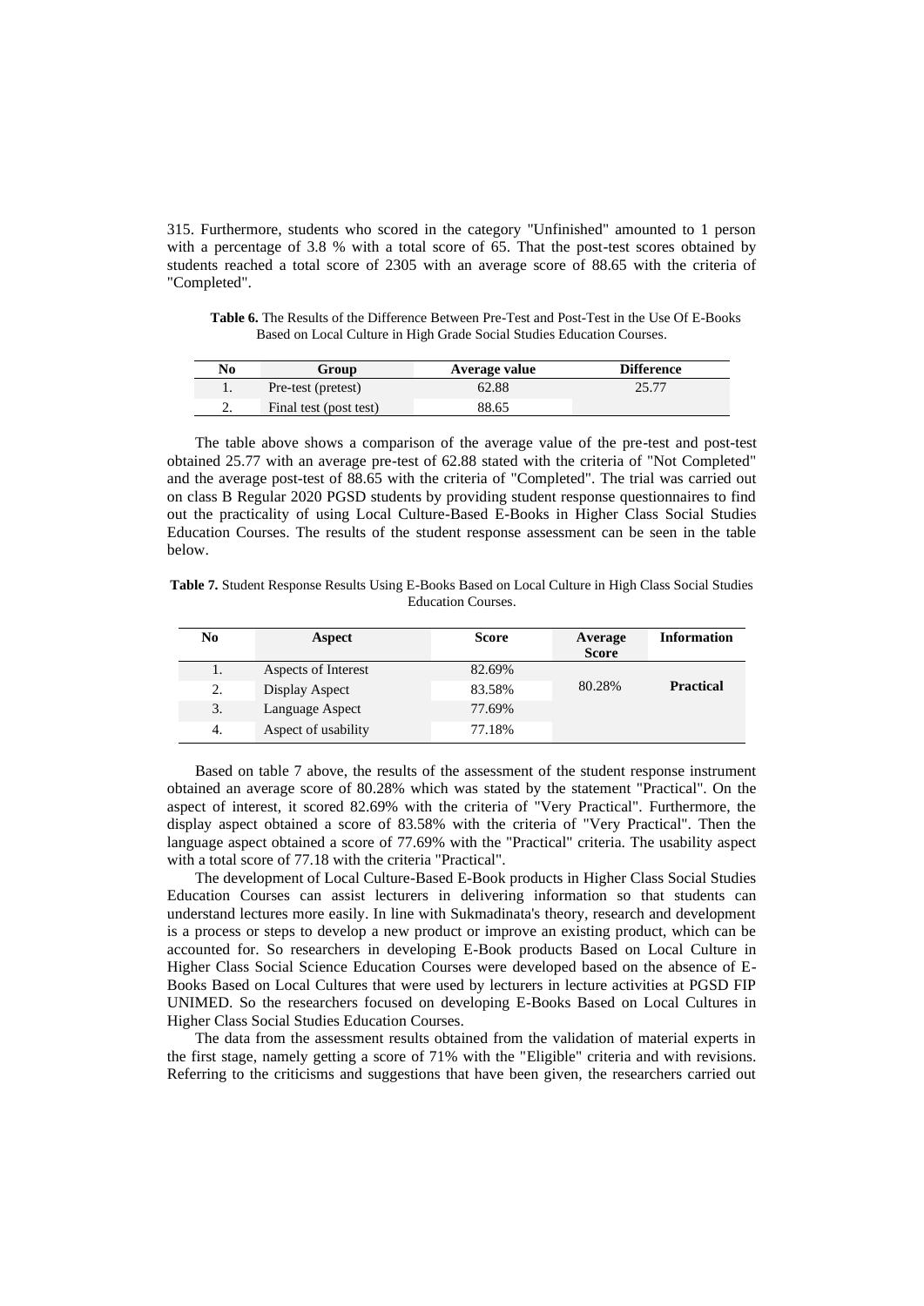315. Furthermore, students who scored in the category "Unfinished" amounted to 1 person with a percentage of 3.8 % with a total score of 65. That the post-test scores obtained by students reached a total score of 2305 with an average score of 88.65 with the criteria of "Completed".

**Table 6.** The Results of the Difference Between Pre-Test and Post-Test in the Use Of E-Books Based on Local Culture in High Grade Social Studies Education Courses.

| No | Group | Average value | Difference |
|---|---|---|---|
| 1. | Pre-test (pretest) | 62.88 | 25.77 |
| 2. | Final test (post test) | 88.65 | |

The table above shows a comparison of the average value of the pre-test and post-test obtained 25.77 with an average pre-test of 62.88 stated with the criteria of "Not Completed" and the average post-test of 88.65 with the criteria of "Completed". The trial was carried out on class B Regular 2020 PGSD students by providing student response questionnaires to find out the practicality of using Local Culture-Based E-Books in Higher Class Social Studies Education Courses. The results of the student response assessment can be seen in the table below.

**Table 7.** Student Response Results Using E-Books Based on Local Culture in High Class Social Studies Education Courses.

| No | Aspect | Score | Average Score | Information |
|---|---|---|---|---|
| 1. | Aspects of Interest | 82.69% | 80.28% | **Practical** |
| 2. | Display Aspect | 83.58% | | |
| 3. | Language Aspect | 77.69% | | |
| 4. | Aspect of usability | 77.18% | | |

Based on table 7 above, the results of the assessment of the student response instrument obtained an average score of 80.28% which was stated by the statement "Practical". On the aspect of interest, it scored 82.69% with the criteria of "Very Practical". Furthermore, the display aspect obtained a score of 83.58% with the criteria of "Very Practical". Then the language aspect obtained a score of 77.69% with the "Practical" criteria. The usability aspect with a total score of 77.18 with the criteria "Practical".

The development of Local Culture-Based E-Book products in Higher Class Social Studies Education Courses can assist lecturers in delivering information so that students can understand lectures more easily. In line with Sukmadinata's theory, research and development is a process or steps to develop a new product or improve an existing product, which can be accounted for. So researchers in developing E-Book products Based on Local Culture in Higher Class Social Science Education Courses were developed based on the absence of E-Books Based on Local Cultures that were used by lecturers in lecture activities at PGSD FIP UNIMED. So the researchers focused on developing E-Books Based on Local Cultures in Higher Class Social Studies Education Courses.

The data from the assessment results obtained from the validation of material experts in the first stage, namely getting a score of 71% with the "Eligible" criteria and with revisions. Referring to the criticisms and suggestions that have been given, the researchers carried out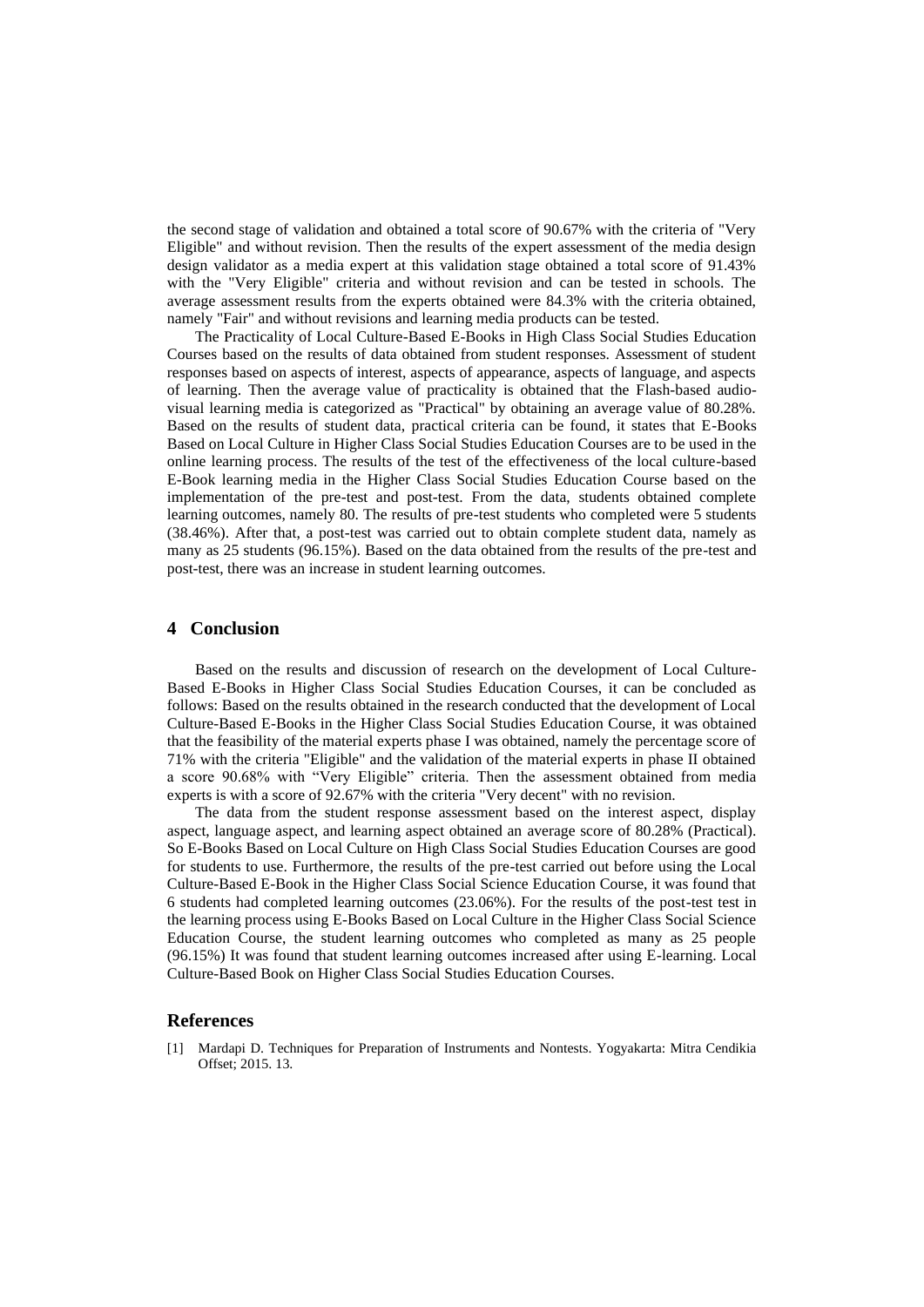the second stage of validation and obtained a total score of 90.67% with the criteria of "Very Eligible" and without revision. Then the results of the expert assessment of the media design design validator as a media expert at this validation stage obtained a total score of 91.43% with the "Very Eligible" criteria and without revision and can be tested in schools. The average assessment results from the experts obtained were 84.3% with the criteria obtained, namely "Fair" and without revisions and learning media products can be tested.

The Practicality of Local Culture-Based E-Books in High Class Social Studies Education Courses based on the results of data obtained from student responses. Assessment of student responses based on aspects of interest, aspects of appearance, aspects of language, and aspects of learning. Then the average value of practicality is obtained that the Flash-based audio-visual learning media is categorized as "Practical" by obtaining an average value of 80.28%. Based on the results of student data, practical criteria can be found, it states that E-Books Based on Local Culture in Higher Class Social Studies Education Courses are to be used in the online learning process. The results of the test of the effectiveness of the local culture-based E-Book learning media in the Higher Class Social Studies Education Course based on the implementation of the pre-test and post-test. From the data, students obtained complete learning outcomes, namely 80. The results of pre-test students who completed were 5 students (38.46%). After that, a post-test was carried out to obtain complete student data, namely as many as 25 students (96.15%). Based on the data obtained from the results of the pre-test and post-test, there was an increase in student learning outcomes.

## 4 Conclusion

Based on the results and discussion of research on the development of Local Culture-Based E-Books in Higher Class Social Studies Education Courses, it can be concluded as follows: Based on the results obtained in the research conducted that the development of Local Culture-Based E-Books in the Higher Class Social Studies Education Course, it was obtained that the feasibility of the material experts phase I was obtained, namely the percentage score of 71% with the criteria "Eligible" and the validation of the material experts in phase II obtained a score 90.68% with "Very Eligible" criteria. Then the assessment obtained from media experts is with a score of 92.67% with the criteria "Very decent" with no revision.

The data from the student response assessment based on the interest aspect, display aspect, language aspect, and learning aspect obtained an average score of 80.28% (Practical). So E-Books Based on Local Culture on High Class Social Studies Education Courses are good for students to use. Furthermore, the results of the pre-test carried out before using the Local Culture-Based E-Book in the Higher Class Social Science Education Course, it was found that 6 students had completed learning outcomes (23.06%). For the results of the post-test test in the learning process using E-Books Based on Local Culture in the Higher Class Social Science Education Course, the student learning outcomes who completed as many as 25 people (96.15%) It was found that student learning outcomes increased after using E-learning. Local Culture-Based Book on Higher Class Social Studies Education Courses.

## References

[1] Mardapi D. Techniques for Preparation of Instruments and Nontests. Yogyakarta: Mitra Cendikia Offset; 2015. 13.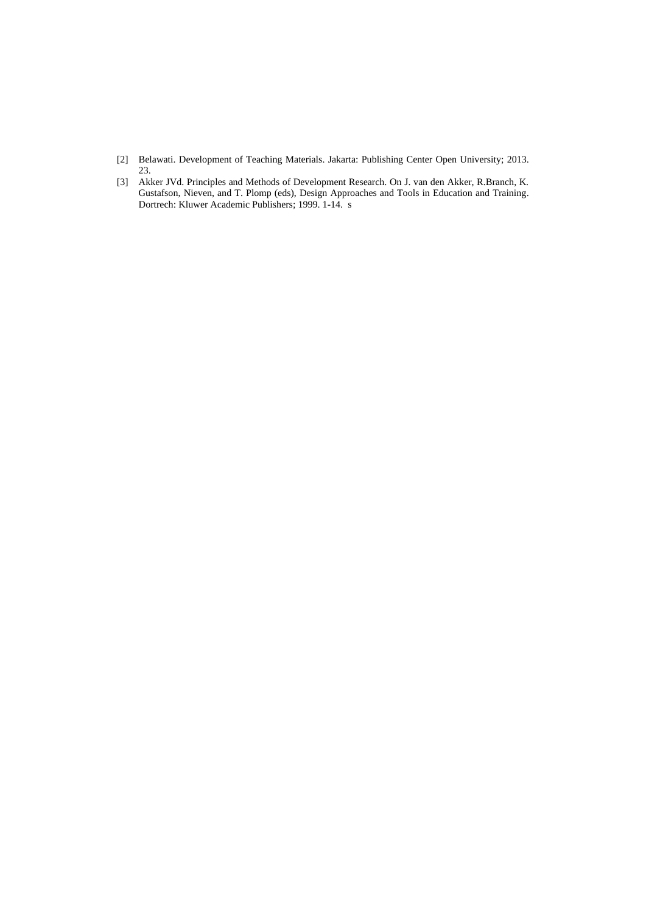[2] Belawati. Development of Teaching Materials. Jakarta: Publishing Center Open University; 2013. 23.

[3] Akker JVd. Principles and Methods of Development Research. On J. van den Akker, R.Branch, K. Gustafson, Nieven, and T. Plomp (eds), Design Approaches and Tools in Education and Training. Dortrech: Kluwer Academic Publishers; 1999. 1-14. s